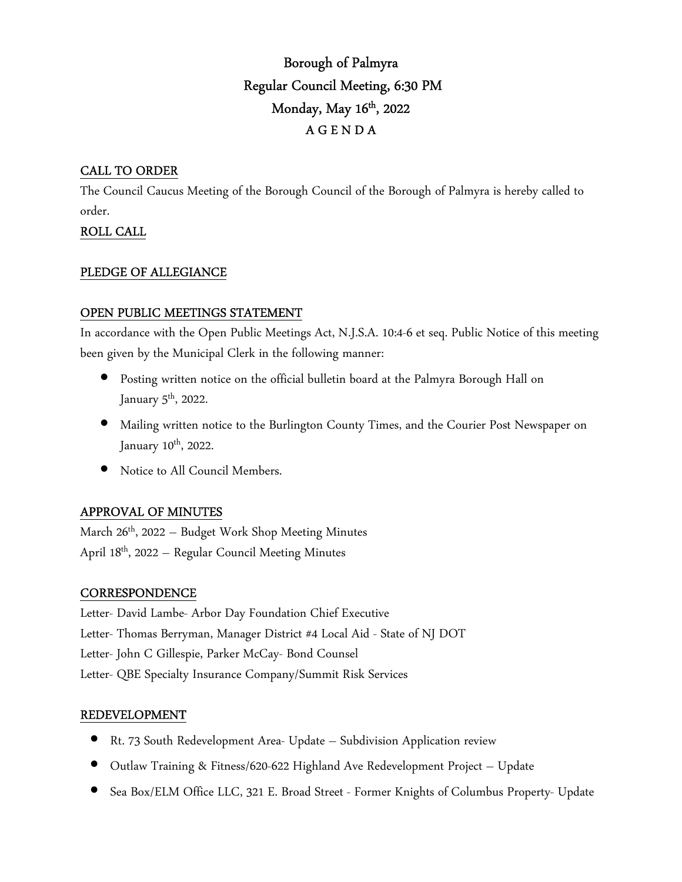# Borough of Palmyra
## Regular Council Meeting, 6:30 PM
## Monday, May 16th, 2022
## A G E N D A

**CALL TO ORDER**

The Council Caucus Meeting of the Borough Council of the Borough of Palmyra is hereby called to order.

**ROLL CALL**

**PLEDGE OF ALLEGIANCE**

**OPEN PUBLIC MEETINGS STATEMENT**

In accordance with the Open Public Meetings Act, N.J.S.A. 10:4-6 et seq. Public Notice of this meeting been given by the Municipal Clerk in the following manner:

- Posting written notice on the official bulletin board at the Palmyra Borough Hall on January 5th, 2022.
- Mailing written notice to the Burlington County Times, and the Courier Post Newspaper on January 10th, 2022.
- Notice to All Council Members.

**APPROVAL OF MINUTES**

March 26th, 2022 – Budget Work Shop Meeting Minutes
April 18th, 2022 – Regular Council Meeting Minutes

**CORRESPONDENCE**

Letter- David Lambe- Arbor Day Foundation Chief Executive
Letter- Thomas Berryman, Manager District #4 Local Aid - State of NJ DOT
Letter- John C Gillespie, Parker McCay- Bond Counsel
Letter- QBE Specialty Insurance Company/Summit Risk Services

**REDEVELOPMENT**

- Rt. 73 South Redevelopment Area- Update – Subdivision Application review
- Outlaw Training & Fitness/620-622 Highland Ave Redevelopment Project – Update
- Sea Box/ELM Office LLC, 321 E. Broad Street - Former Knights of Columbus Property- Update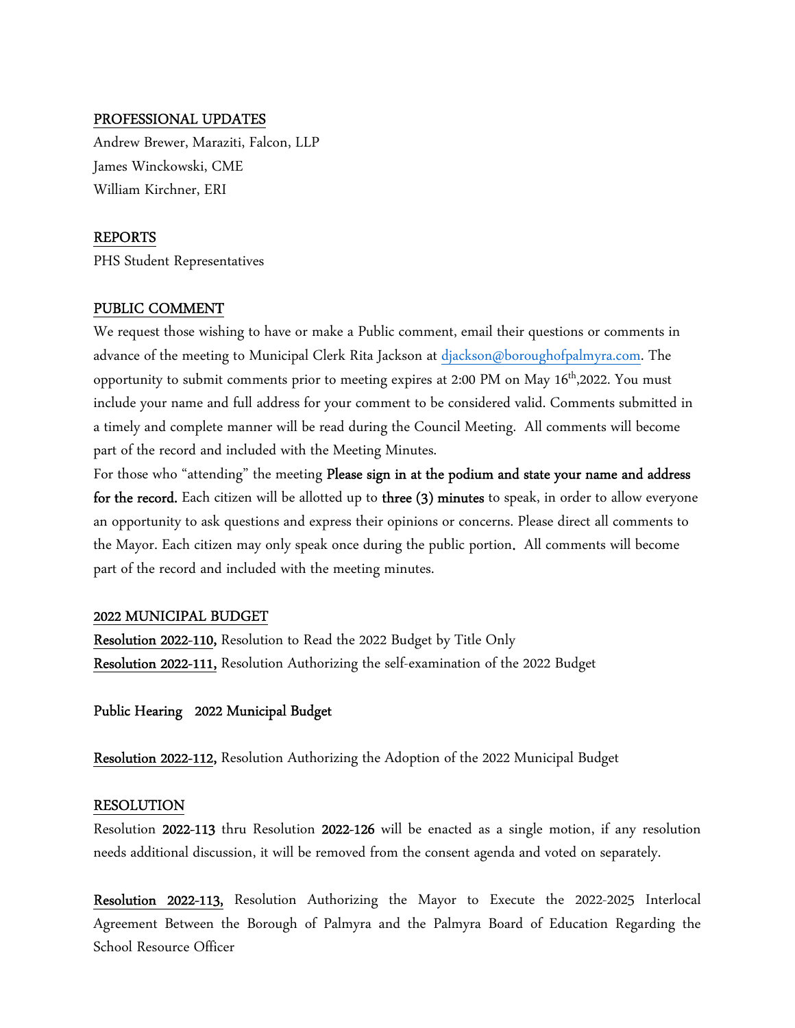## PROFESSIONAL UPDATES

Andrew Brewer, Maraziti, Falcon, LLP
James Winckowski, CME
William Kirchner, ERI

## REPORTS

PHS Student Representatives

## PUBLIC COMMENT

We request those wishing to have or make a Public comment, email their questions or comments in advance of the meeting to Municipal Clerk Rita Jackson at djackson@boroughofpalmyra.com. The opportunity to submit comments prior to meeting expires at 2:00 PM on May 16th,2022. You must include your name and full address for your comment to be considered valid. Comments submitted in a timely and complete manner will be read during the Council Meeting. All comments will become part of the record and included with the Meeting Minutes.

For those who "attending" the meeting **Please sign in at the podium and state your name and address for the record.** Each citizen will be allotted up to **three (3) minutes** to speak, in order to allow everyone an opportunity to ask questions and express their opinions or concerns. Please direct all comments to the Mayor. Each citizen may only speak once during the public portion. All comments will become part of the record and included with the meeting minutes.

## 2022 MUNICIPAL BUDGET

**Resolution 2022-110,** Resolution to Read the 2022 Budget by Title Only
**Resolution 2022-111,** Resolution Authorizing the self-examination of the 2022 Budget

**Public Hearing 2022 Municipal Budget**

**Resolution 2022-112,** Resolution Authorizing the Adoption of the 2022 Municipal Budget

## RESOLUTION

Resolution **2022-113** thru Resolution **2022-126** will be enacted as a single motion, if any resolution needs additional discussion, it will be removed from the consent agenda and voted on separately.

**Resolution 2022-113,** Resolution Authorizing the Mayor to Execute the 2022-2025 Interlocal Agreement Between the Borough of Palmyra and the Palmyra Board of Education Regarding the School Resource Officer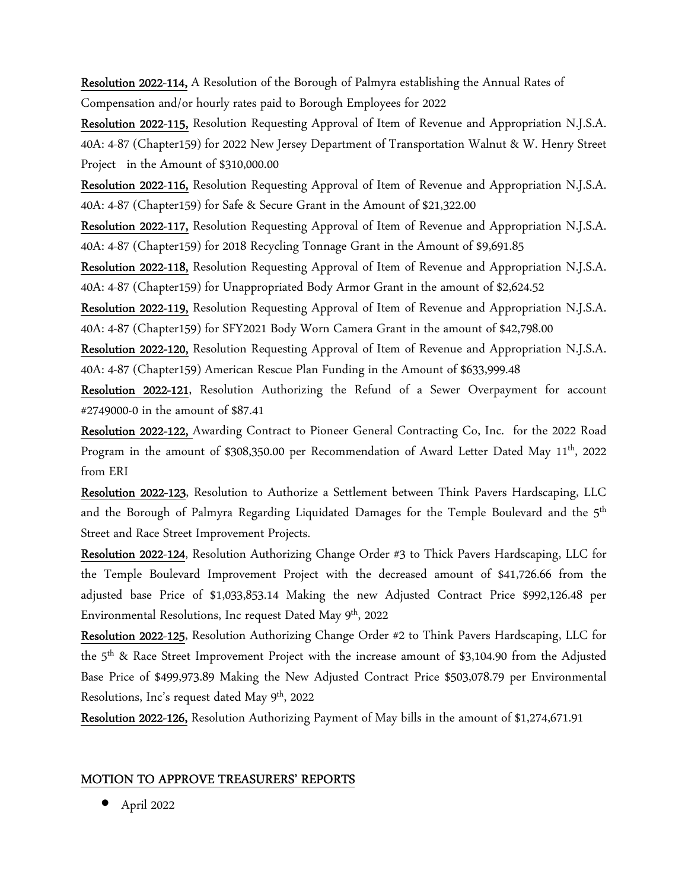**Resolution 2022-114,** A Resolution of the Borough of Palmyra establishing the Annual Rates of Compensation and/or hourly rates paid to Borough Employees for 2022

**Resolution 2022-115,** Resolution Requesting Approval of Item of Revenue and Appropriation N.J.S.A. 40A: 4-87 (Chapter159) for 2022 New Jersey Department of Transportation Walnut & W. Henry Street Project in the Amount of $310,000.00

**Resolution 2022-116,** Resolution Requesting Approval of Item of Revenue and Appropriation N.J.S.A. 40A: 4-87 (Chapter159) for Safe & Secure Grant in the Amount of $21,322.00

**Resolution 2022-117,** Resolution Requesting Approval of Item of Revenue and Appropriation N.J.S.A. 40A: 4-87 (Chapter159) for 2018 Recycling Tonnage Grant in the Amount of $9,691.85

**Resolution 2022-118,** Resolution Requesting Approval of Item of Revenue and Appropriation N.J.S.A. 40A: 4-87 (Chapter159) for Unappropriated Body Armor Grant in the amount of $2,624.52

**Resolution 2022-119,** Resolution Requesting Approval of Item of Revenue and Appropriation N.J.S.A. 40A: 4-87 (Chapter159) for SFY2021 Body Worn Camera Grant in the amount of $42,798.00

**Resolution 2022-120,** Resolution Requesting Approval of Item of Revenue and Appropriation N.J.S.A. 40A: 4-87 (Chapter159) American Rescue Plan Funding in the Amount of $633,999.48

**Resolution 2022-121**, Resolution Authorizing the Refund of a Sewer Overpayment for account #2749000-0 in the amount of $87.41

**Resolution 2022-122,** Awarding Contract to Pioneer General Contracting Co, Inc. for the 2022 Road Program in the amount of $308,350.00 per Recommendation of Award Letter Dated May 11th, 2022 from ERI

**Resolution 2022-123**, Resolution to Authorize a Settlement between Think Pavers Hardscaping, LLC and the Borough of Palmyra Regarding Liquidated Damages for the Temple Boulevard and the 5th Street and Race Street Improvement Projects.

**Resolution 2022-124**, Resolution Authorizing Change Order #3 to Thick Pavers Hardscaping, LLC for the Temple Boulevard Improvement Project with the decreased amount of $41,726.66 from the adjusted base Price of $1,033,853.14 Making the new Adjusted Contract Price $992,126.48 per Environmental Resolutions, Inc request Dated May 9th, 2022

**Resolution 2022-125**, Resolution Authorizing Change Order #2 to Think Pavers Hardscaping, LLC for the 5th & Race Street Improvement Project with the increase amount of $3,104.90 from the Adjusted Base Price of $499,973.89 Making the New Adjusted Contract Price $503,078.79 per Environmental Resolutions, Inc's request dated May 9th, 2022

**Resolution 2022-126,** Resolution Authorizing Payment of May bills in the amount of $1,274,671.91

## MOTION TO APPROVE TREASURERS' REPORTS

- April 2022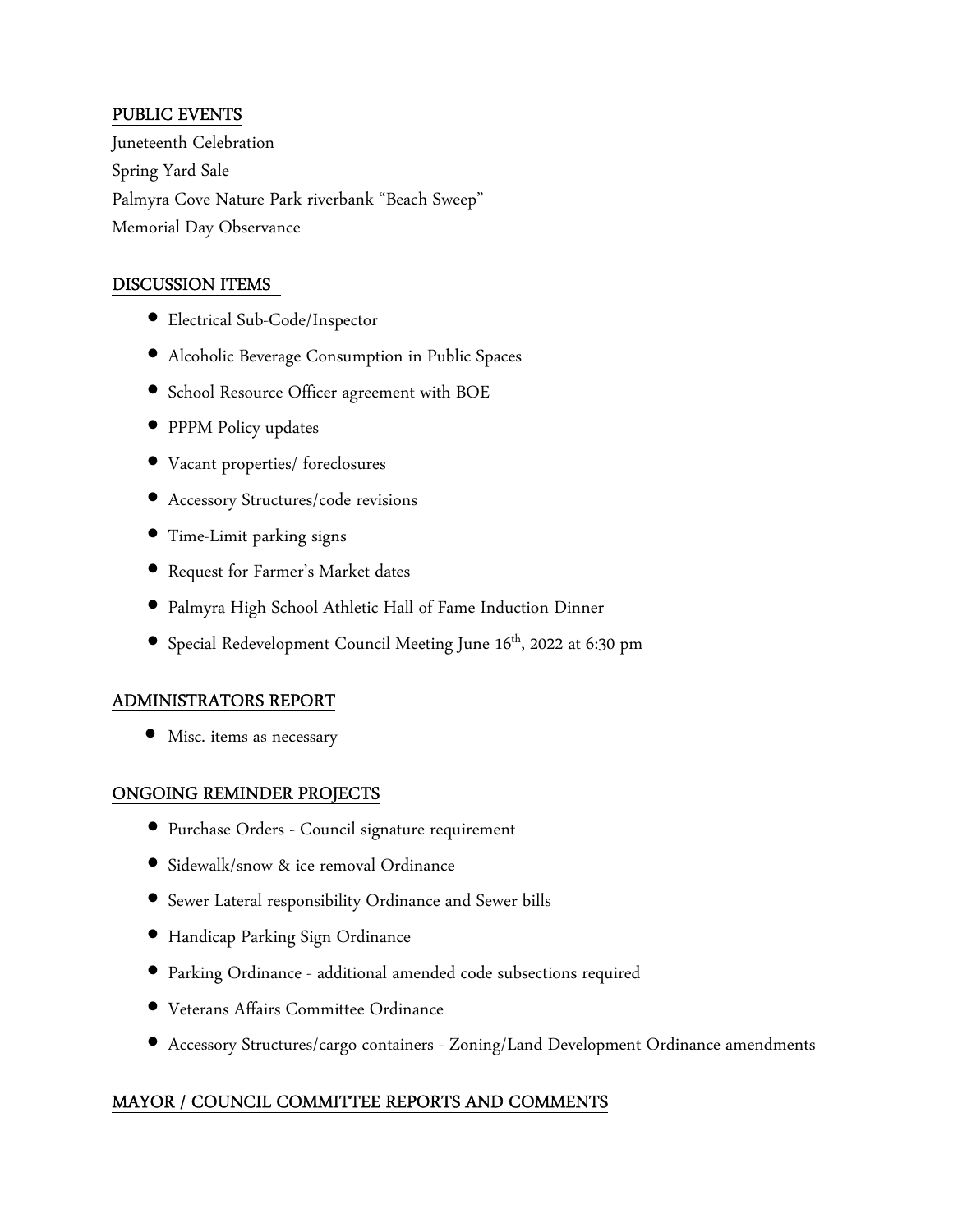## PUBLIC EVENTS

Juneteenth Celebration
Spring Yard Sale
Palmyra Cove Nature Park riverbank "Beach Sweep"
Memorial Day Observance

## DISCUSSION ITEMS

- Electrical Sub-Code/Inspector
- Alcoholic Beverage Consumption in Public Spaces
- School Resource Officer agreement with BOE
- PPPM Policy updates
- Vacant properties/ foreclosures
- Accessory Structures/code revisions
- Time-Limit parking signs
- Request for Farmer's Market dates
- Palmyra High School Athletic Hall of Fame Induction Dinner
- Special Redevelopment Council Meeting June 16th, 2022 at 6:30 pm

## ADMINISTRATORS REPORT

- Misc. items as necessary

## ONGOING REMINDER PROJECTS

- Purchase Orders - Council signature requirement
- Sidewalk/snow & ice removal Ordinance
- Sewer Lateral responsibility Ordinance and Sewer bills
- Handicap Parking Sign Ordinance
- Parking Ordinance - additional amended code subsections required
- Veterans Affairs Committee Ordinance
- Accessory Structures/cargo containers - Zoning/Land Development Ordinance amendments

## MAYOR / COUNCIL COMMITTEE REPORTS AND COMMENTS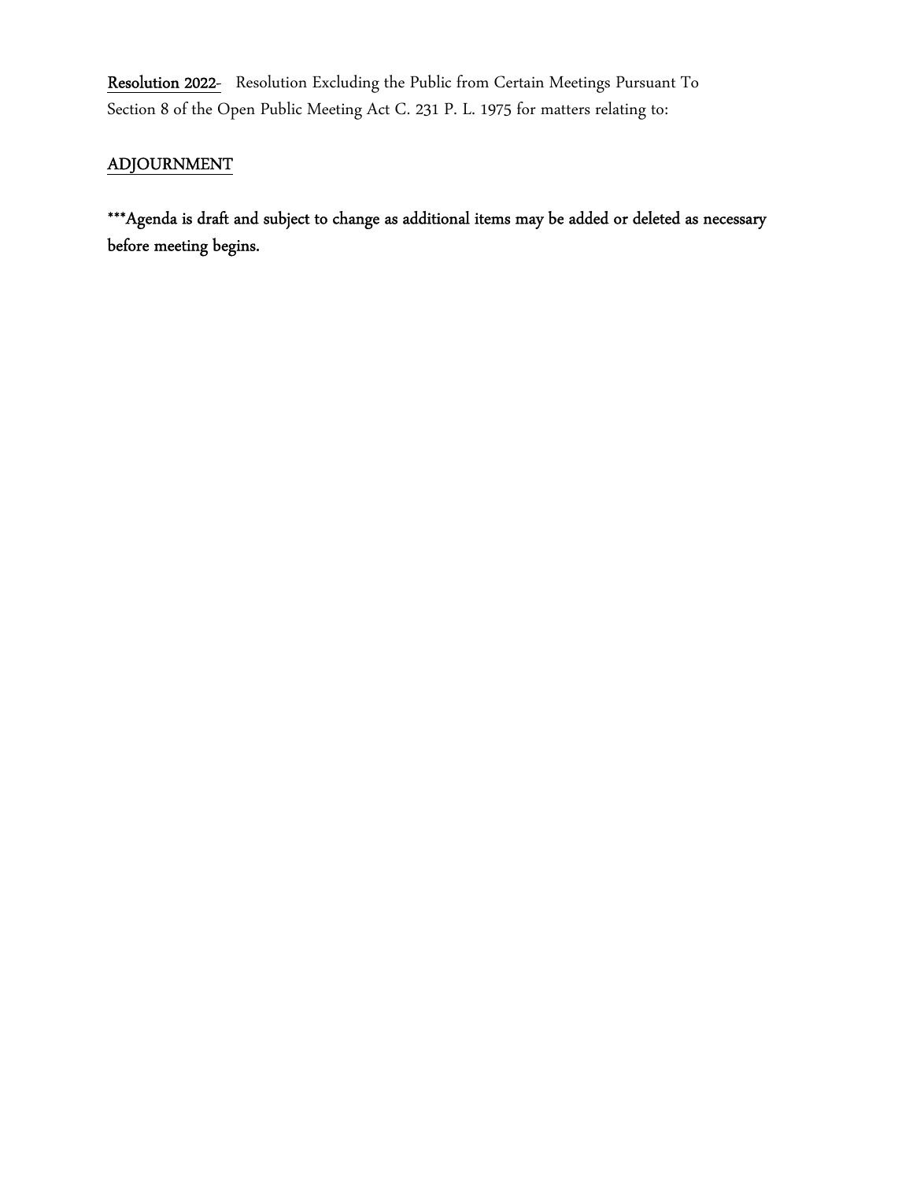**Resolution 2022-** Resolution Excluding the Public from Certain Meetings Pursuant To Section 8 of the Open Public Meeting Act C. 231 P. L. 1975 for matters relating to:

**ADJOURNMENT**

**\*\*\*Agenda is draft and subject to change as additional items may be added or deleted as necessary before meeting begins.**